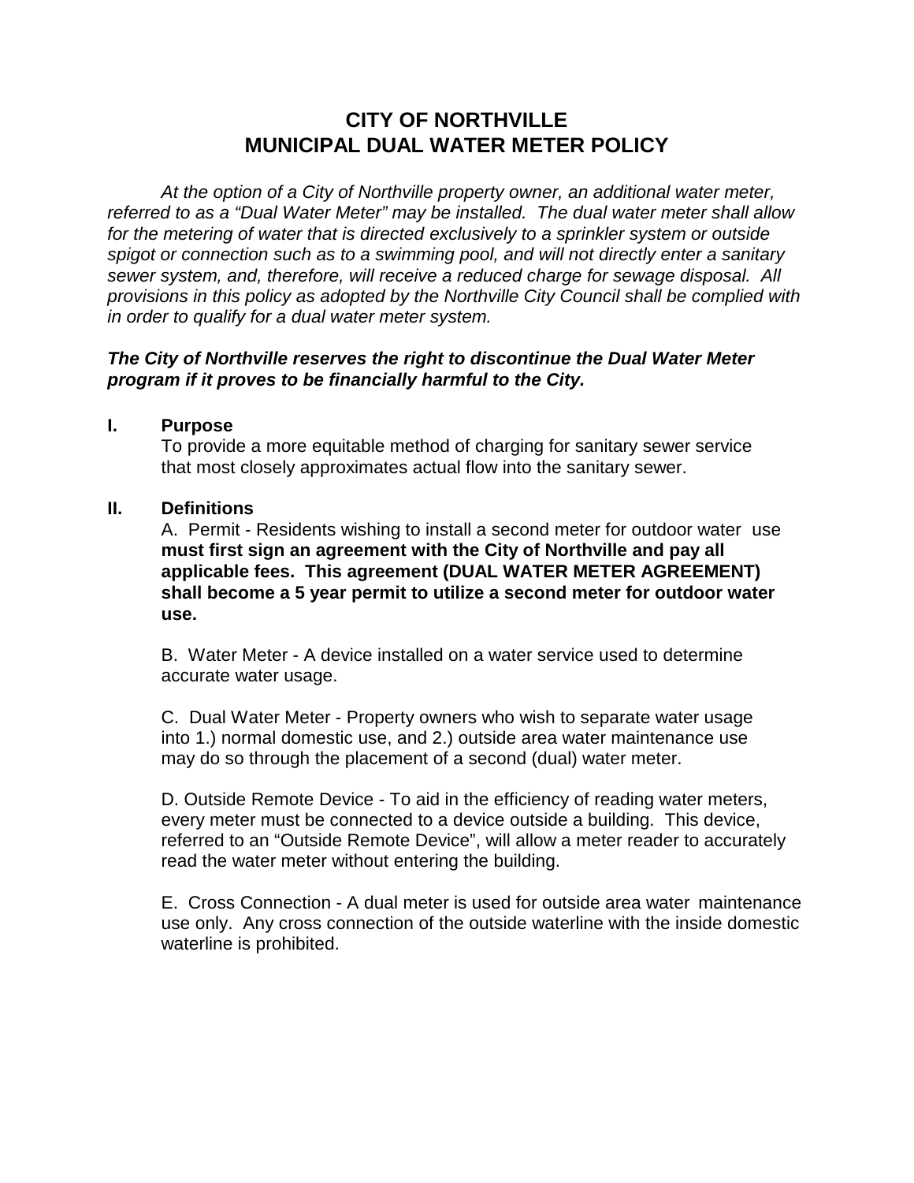# CITY OF NORTHVILLE
# MUNICIPAL DUAL WATER METER POLICY

*At the option of a City of Northville property owner, an additional water meter, referred to as a "Dual Water Meter" may be installed. The dual water meter shall allow for the metering of water that is directed exclusively to a sprinkler system or outside spigot or connection such as to a swimming pool, and will not directly enter a sanitary sewer system, and, therefore, will receive a reduced charge for sewage disposal. All provisions in this policy as adopted by the Northville City Council shall be complied with in order to qualify for a dual water meter system.*

***The City of Northville reserves the right to discontinue the Dual Water Meter program if it proves to be financially harmful to the City.***

## I. Purpose

To provide a more equitable method of charging for sanitary sewer service that most closely approximates actual flow into the sanitary sewer.

## II. Definitions

A. Permit - Residents wishing to install a second meter for outdoor water use **must first sign an agreement with the City of Northville and pay all applicable fees. This agreement (DUAL WATER METER AGREEMENT) shall become a 5 year permit to utilize a second meter for outdoor water use.**

B. Water Meter - A device installed on a water service used to determine accurate water usage.

C. Dual Water Meter - Property owners who wish to separate water usage into 1.) normal domestic use, and 2.) outside area water maintenance use may do so through the placement of a second (dual) water meter.

D. Outside Remote Device - To aid in the efficiency of reading water meters, every meter must be connected to a device outside a building. This device, referred to an "Outside Remote Device", will allow a meter reader to accurately read the water meter without entering the building.

E. Cross Connection - A dual meter is used for outside area water maintenance use only. Any cross connection of the outside waterline with the inside domestic waterline is prohibited.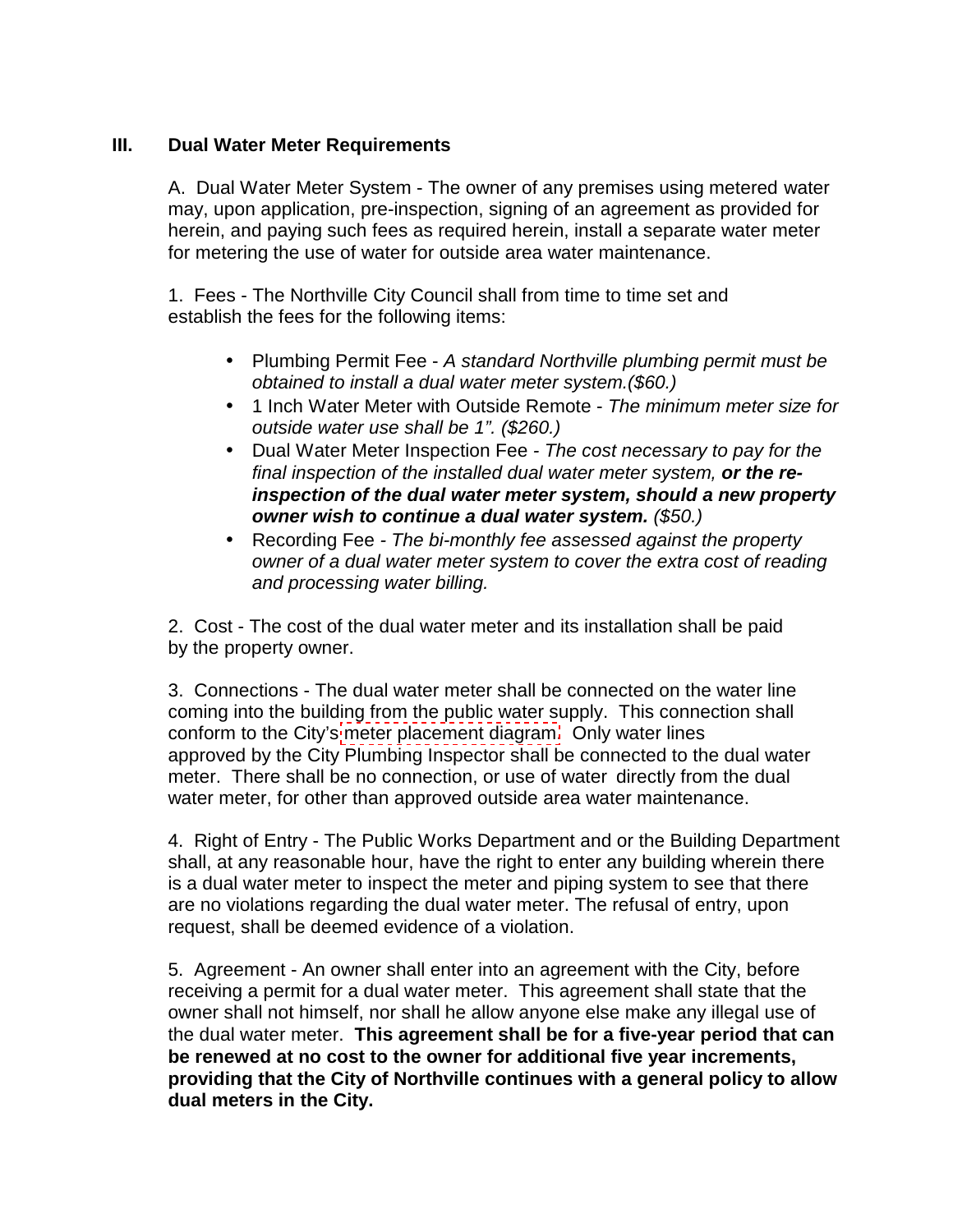## III. Dual Water Meter Requirements

A. Dual Water Meter System - The owner of any premises using metered water may, upon application, pre-inspection, signing of an agreement as provided for herein, and paying such fees as required herein, install a separate water meter for metering the use of water for outside area water maintenance.

1. Fees - The Northville City Council shall from time to time set and establish the fees for the following items:

- Plumbing Permit Fee - *A standard Northville plumbing permit must be obtained to install a dual water meter system.($60.)*
- 1 Inch Water Meter with Outside Remote - *The minimum meter size for outside water use shall be 1". ($260.)*
- Dual Water Meter Inspection Fee - *The cost necessary to pay for the final inspection of the installed dual water meter system,* ***or the re-inspection of the dual water meter system, should a new property owner wish to continue a dual water system.*** *($50.)*
- Recording Fee - *The bi-monthly fee assessed against the property owner of a dual water meter system to cover the extra cost of reading and processing water billing.*

2. Cost - The cost of the dual water meter and its installation shall be paid by the property owner.

3. Connections - The dual water meter shall be connected on the water line coming into the building from the public water supply. This connection shall conform to the City's meter placement diagram. Only water lines approved by the City Plumbing Inspector shall be connected to the dual water meter. There shall be no connection, or use of water directly from the dual water meter, for other than approved outside area water maintenance.

4. Right of Entry - The Public Works Department and or the Building Department shall, at any reasonable hour, have the right to enter any building wherein there is a dual water meter to inspect the meter and piping system to see that there are no violations regarding the dual water meter. The refusal of entry, upon request, shall be deemed evidence of a violation.

5. Agreement - An owner shall enter into an agreement with the City, before receiving a permit for a dual water meter. This agreement shall state that the owner shall not himself, nor shall he allow anyone else make any illegal use of the dual water meter. **This agreement shall be for a five-year period that can be renewed at no cost to the owner for additional five year increments, providing that the City of Northville continues with a general policy to allow dual meters in the City.**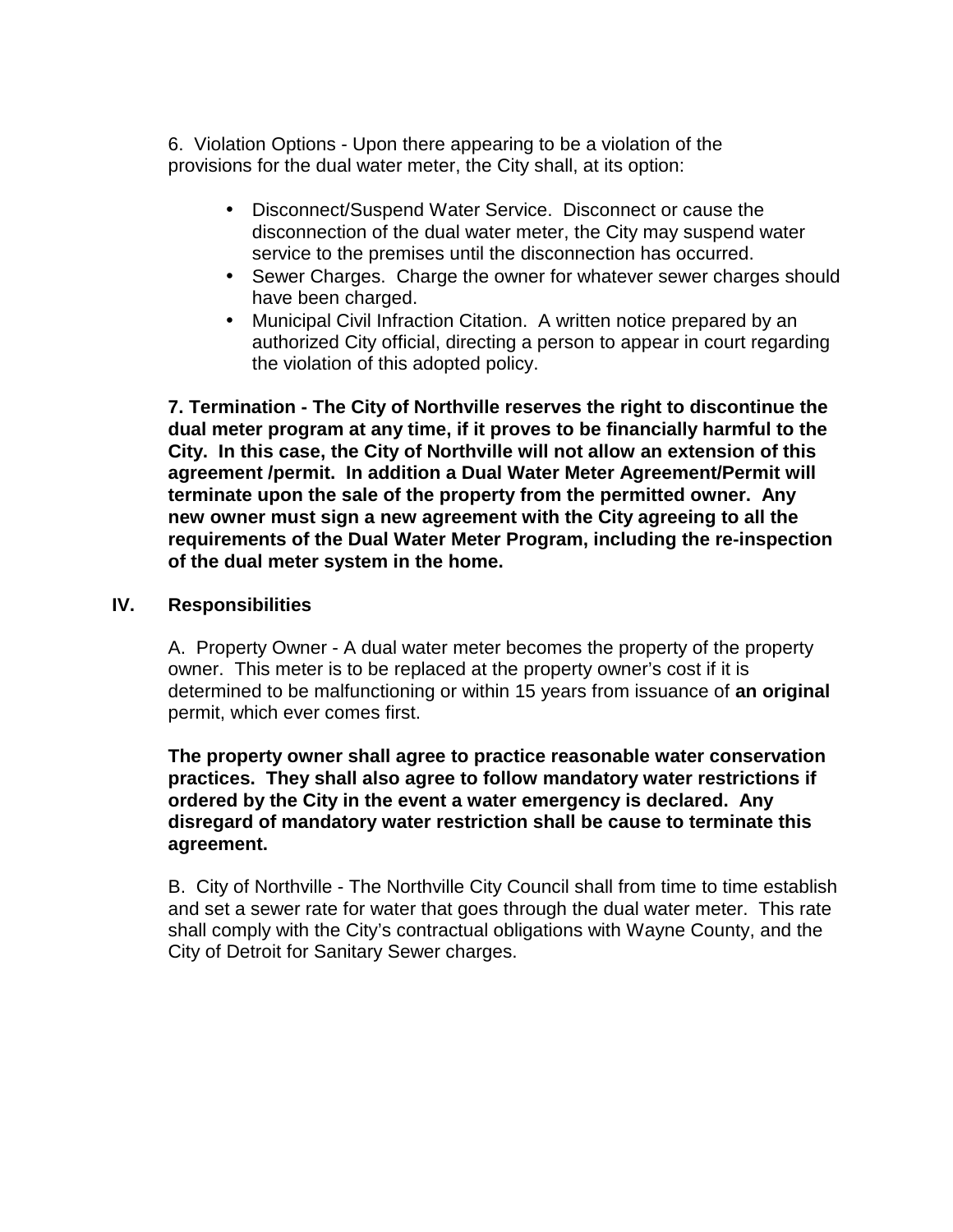6. Violation Options - Upon there appearing to be a violation of the provisions for the dual water meter, the City shall, at its option:

- Disconnect/Suspend Water Service. Disconnect or cause the disconnection of the dual water meter, the City may suspend water service to the premises until the disconnection has occurred.
- Sewer Charges. Charge the owner for whatever sewer charges should have been charged.
- Municipal Civil Infraction Citation. A written notice prepared by an authorized City official, directing a person to appear in court regarding the violation of this adopted policy.

**7. Termination - The City of Northville reserves the right to discontinue the dual meter program at any time, if it proves to be financially harmful to the City. In this case, the City of Northville will not allow an extension of this agreement /permit. In addition a Dual Water Meter Agreement/Permit will terminate upon the sale of the property from the permitted owner. Any new owner must sign a new agreement with the City agreeing to all the requirements of the Dual Water Meter Program, including the re-inspection of the dual meter system in the home.**

## IV. Responsibilities

A. Property Owner - A dual water meter becomes the property of the property owner. This meter is to be replaced at the property owner's cost if it is determined to be malfunctioning or within 15 years from issuance of **an original** permit, which ever comes first.

**The property owner shall agree to practice reasonable water conservation practices. They shall also agree to follow mandatory water restrictions if ordered by the City in the event a water emergency is declared. Any disregard of mandatory water restriction shall be cause to terminate this agreement.**

B. City of Northville - The Northville City Council shall from time to time establish and set a sewer rate for water that goes through the dual water meter. This rate shall comply with the City's contractual obligations with Wayne County, and the City of Detroit for Sanitary Sewer charges.